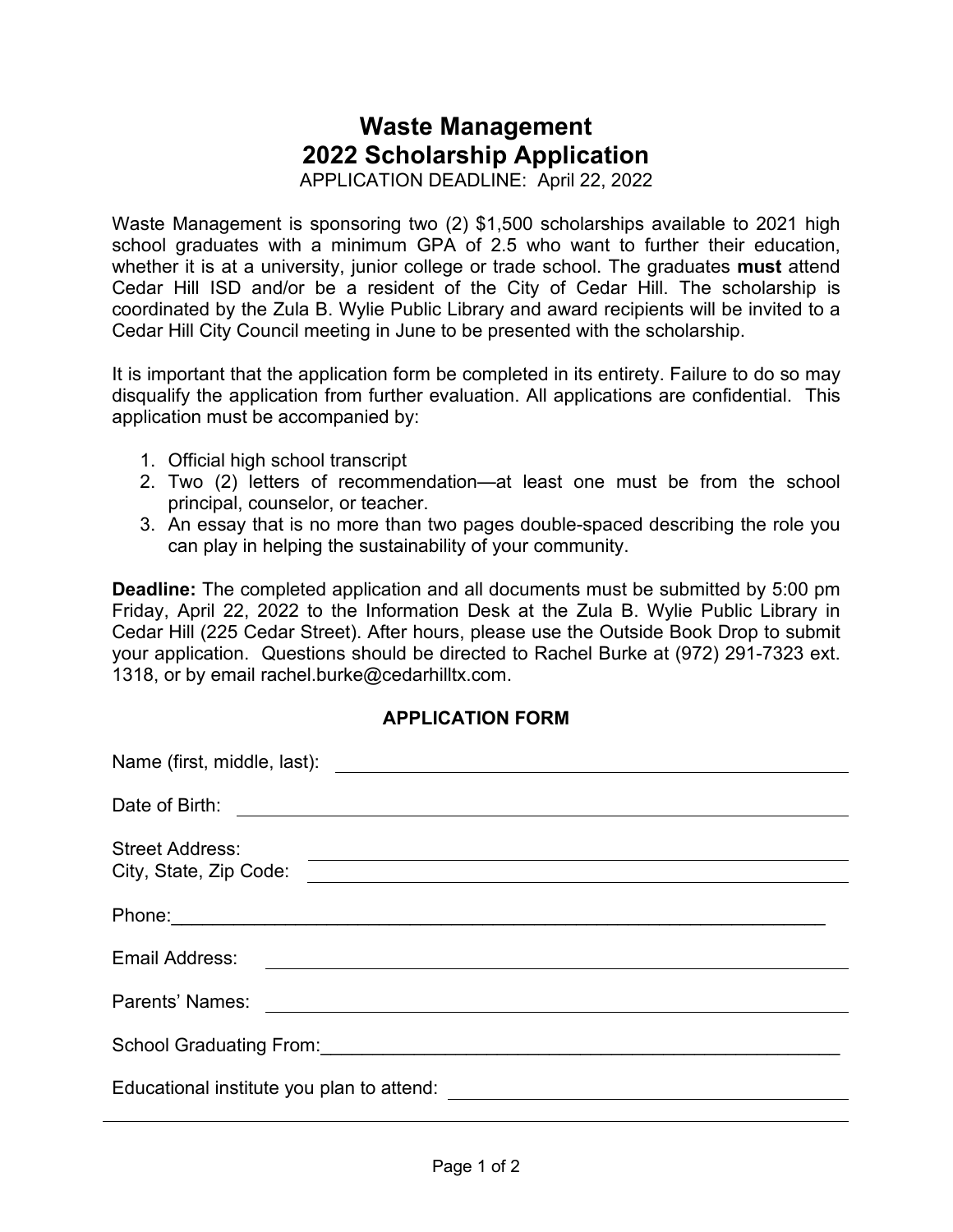# Waste Management
# 2022 Scholarship Application

APPLICATION DEADLINE: April 22, 2022

Waste Management is sponsoring two (2) $1,500 scholarships available to 2021 high school graduates with a minimum GPA of 2.5 who want to further their education, whether it is at a university, junior college or trade school. The graduates **must** attend Cedar Hill ISD and/or be a resident of the City of Cedar Hill. The scholarship is coordinated by the Zula B. Wylie Public Library and award recipients will be invited to a Cedar Hill City Council meeting in June to be presented with the scholarship.

It is important that the application form be completed in its entirety. Failure to do so may disqualify the application from further evaluation. All applications are confidential. This application must be accompanied by:

1. Official high school transcript
2. Two (2) letters of recommendation—at least one must be from the school principal, counselor, or teacher.
3. An essay that is no more than two pages double-spaced describing the role you can play in helping the sustainability of your community.

**Deadline:** The completed application and all documents must be submitted by 5:00 pm Friday, April 22, 2022 to the Information Desk at the Zula B. Wylie Public Library in Cedar Hill (225 Cedar Street). After hours, please use the Outside Book Drop to submit your application. Questions should be directed to Rachel Burke at (972) 291-7323 ext. 1318, or by email rachel.burke@cedarhilltx.com.

### APPLICATION FORM

Name (first, middle, last): ______________________________

Date of Birth: ______________________________

Street Address: ______________________________
City, State, Zip Code: ______________________________

Phone: ______________________________

Email Address: ______________________________

Parents' Names: ______________________________

School Graduating From: ______________________________

Educational institute you plan to attend: ______________________________

______________________________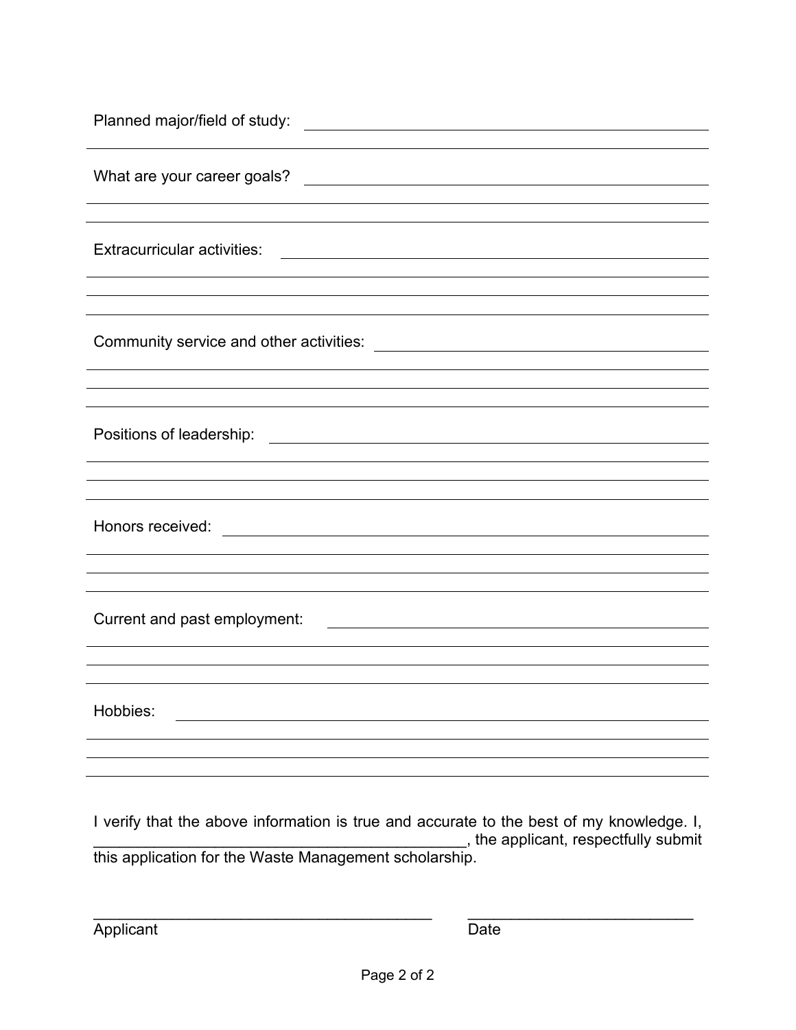Planned major/field of study: ______________________________________________

What are your career goals? ______________________________________________

Extracurricular activities: ______________________________________________

Community service and other activities: ______________________________________________

Positions of leadership: ______________________________________________

Honors received: ______________________________________________

Current and past employment: ______________________________________________

Hobbies: ______________________________________________

I verify that the above information is true and accurate to the best of my knowledge. I, ____________________________________________, the applicant, respectfully submit this application for the Waste Management scholarship.

________________________________________ ___________________________

Applicant Date